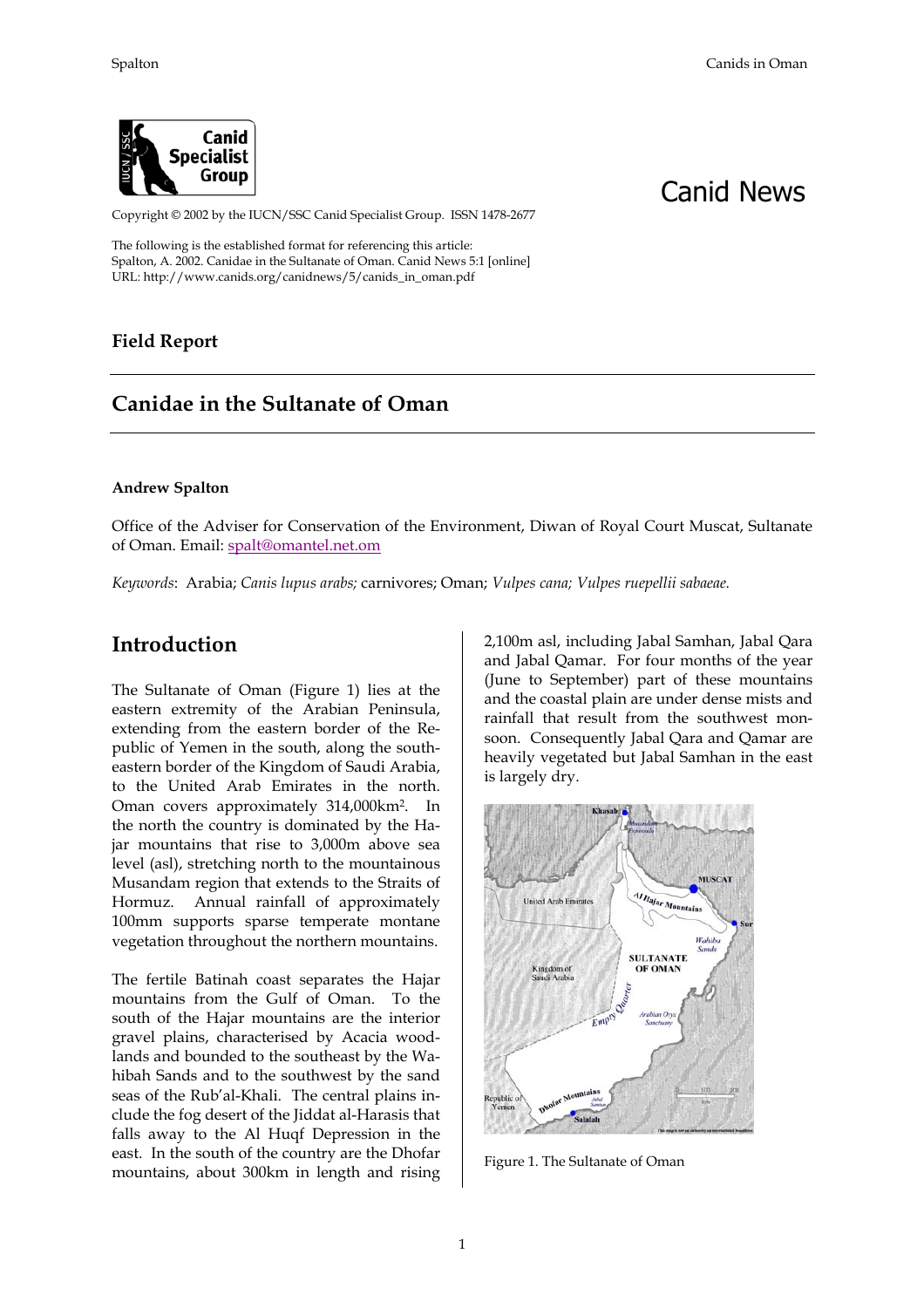Canid Specialist Group

# Canid News

Copyright © 2002 by the IUCN/SSC Canid Specialist Group. ISSN 1478-2677

The following is the established format for referencing this article:
Spalton, A. 2002. Canidae in the Sultanate of Oman. Canid News 5:1 [online]
URL: http://www.canids.org/canidnews/5/canids_in_oman.pdf

**Field Report**

## Canidae in the Sultanate of Oman

**Andrew Spalton**

Office of the Adviser for Conservation of the Environment, Diwan of Royal Court Muscat, Sultanate of Oman. Email: spalt@omantel.net.om

*Keywords*: Arabia; *Canis lupus arabs;* carnivores; Oman; *Vulpes cana; Vulpes ruepellii sabaeae.*

## Introduction

The Sultanate of Oman (Figure 1) lies at the eastern extremity of the Arabian Peninsula, extending from the eastern border of the Republic of Yemen in the south, along the south-eastern border of the Kingdom of Saudi Arabia, to the United Arab Emirates in the north. Oman covers approximately 314,000km². In the north the country is dominated by the Hajar mountains that rise to 3,000m above sea level (asl), stretching north to the mountainous Musandam region that extends to the Straits of Hormuz. Annual rainfall of approximately 100mm supports sparse temperate montane vegetation throughout the northern mountains.

The fertile Batinah coast separates the Hajar mountains from the Gulf of Oman. To the south of the Hajar mountains are the interior gravel plains, characterised by Acacia woodlands and bounded to the southeast by the Wahibah Sands and to the southwest by the sand seas of the Rub'al-Khali. The central plains include the fog desert of the Jiddat al-Harasis that falls away to the Al Huqf Depression in the east. In the south of the country are the Dhofar mountains, about 300km in length and rising 2,100m asl, including Jabal Samhan, Jabal Qara and Jabal Qamar. For four months of the year (June to September) part of these mountains and the coastal plain are under dense mists and rainfall that result from the southwest monsoon. Consequently Jabal Qara and Qamar are heavily vegetated but Jabal Samhan in the east is largely dry.

Khasab
Musandam Peninsula
MUSCAT
United Arab Emirates
Al Hajar Mountains
Sur
Wahiba Sands
SULTANATE OF OMAN
Kingdom of Saudi Arabia
Empty Quarter
Arabian Oryx Sanctuary
Republic of Yemen
Dhofar Mountains
Jabal Samhan
Salalah
0 100 200
km
This map is not an authority on international boundaries

Figure 1. The Sultanate of Oman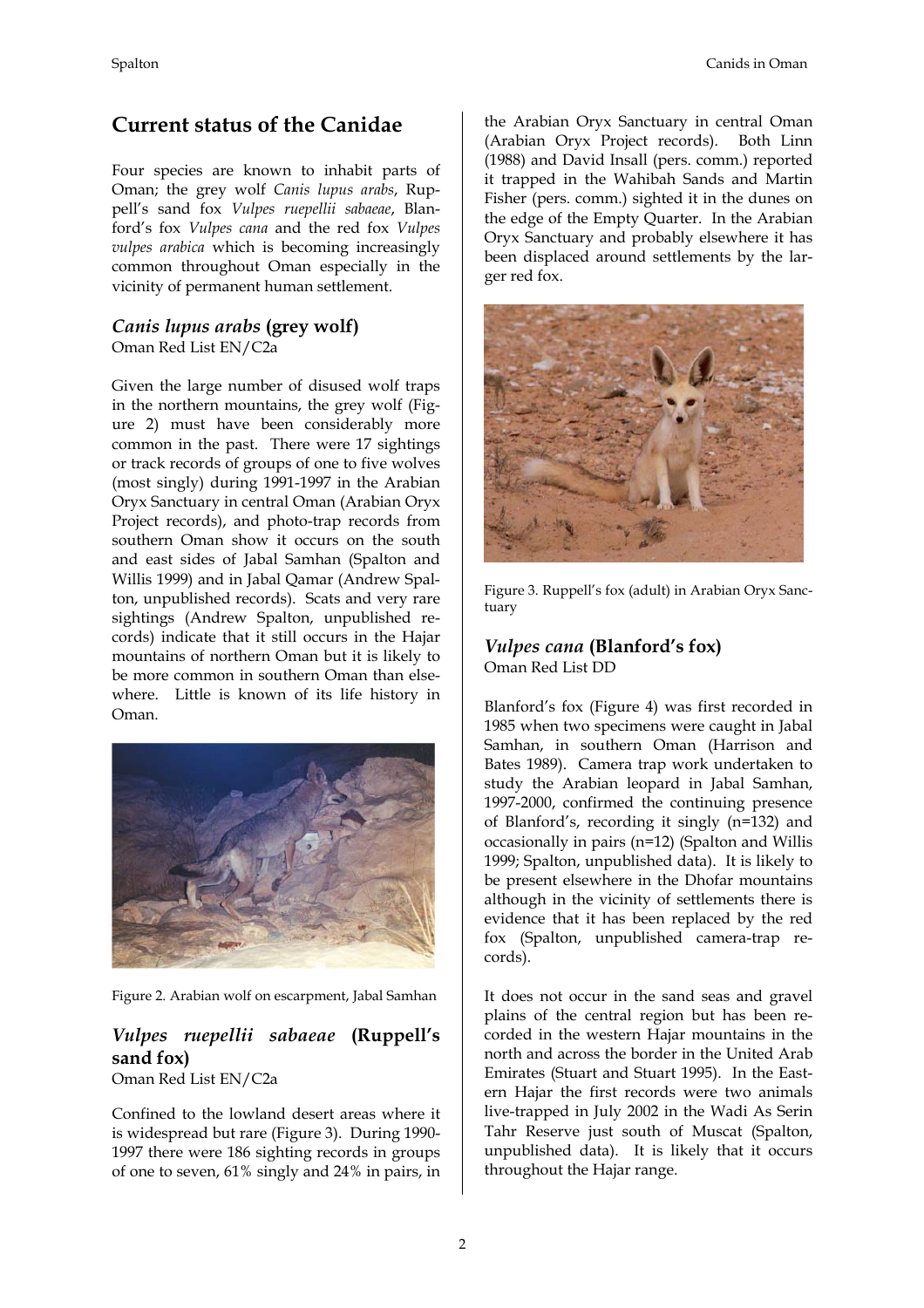## Current status of the Canidae

Four species are known to inhabit parts of Oman; the grey wolf *Canis lupus arabs*, Ruppell's sand fox *Vulpes ruepellii sabaeae*, Blanford's fox *Vulpes cana* and the red fox *Vulpes vulpes arabica* which is becoming increasingly common throughout Oman especially in the vicinity of permanent human settlement.

### *Canis lupus arabs* (grey wolf)

Oman Red List EN/C2a

Given the large number of disused wolf traps in the northern mountains, the grey wolf (Figure 2) must have been considerably more common in the past. There were 17 sightings or track records of groups of one to five wolves (most singly) during 1991-1997 in the Arabian Oryx Sanctuary in central Oman (Arabian Oryx Project records), and photo-trap records from southern Oman show it occurs on the south and east sides of Jabal Samhan (Spalton and Willis 1999) and in Jabal Qamar (Andrew Spalton, unpublished records). Scats and very rare sightings (Andrew Spalton, unpublished records) indicate that it still occurs in the Hajar mountains of northern Oman but it is likely to be more common in southern Oman than elsewhere. Little is known of its life history in Oman.

Figure 2. Arabian wolf on escarpment, Jabal Samhan

### *Vulpes ruepellii sabaeae* (Ruppell's sand fox)

Oman Red List EN/C2a

Confined to the lowland desert areas where it is widespread but rare (Figure 3). During 1990-1997 there were 186 sighting records in groups of one to seven, 61% singly and 24% in pairs, in the Arabian Oryx Sanctuary in central Oman (Arabian Oryx Project records). Both Linn (1988) and David Insall (pers. comm.) reported it trapped in the Wahibah Sands and Martin Fisher (pers. comm.) sighted it in the dunes on the edge of the Empty Quarter. In the Arabian Oryx Sanctuary and probably elsewhere it has been displaced around settlements by the larger red fox.

Figure 3. Ruppell's fox (adult) in Arabian Oryx Sanctuary

### *Vulpes cana* (Blanford's fox)

Oman Red List DD

Blanford's fox (Figure 4) was first recorded in 1985 when two specimens were caught in Jabal Samhan, in southern Oman (Harrison and Bates 1989). Camera trap work undertaken to study the Arabian leopard in Jabal Samhan, 1997-2000, confirmed the continuing presence of Blanford's, recording it singly (n=132) and occasionally in pairs (n=12) (Spalton and Willis 1999; Spalton, unpublished data). It is likely to be present elsewhere in the Dhofar mountains although in the vicinity of settlements there is evidence that it has been replaced by the red fox (Spalton, unpublished camera-trap records).

It does not occur in the sand seas and gravel plains of the central region but has been recorded in the western Hajar mountains in the north and across the border in the United Arab Emirates (Stuart and Stuart 1995). In the Eastern Hajar the first records were two animals live-trapped in July 2002 in the Wadi As Serin Tahr Reserve just south of Muscat (Spalton, unpublished data). It is likely that it occurs throughout the Hajar range.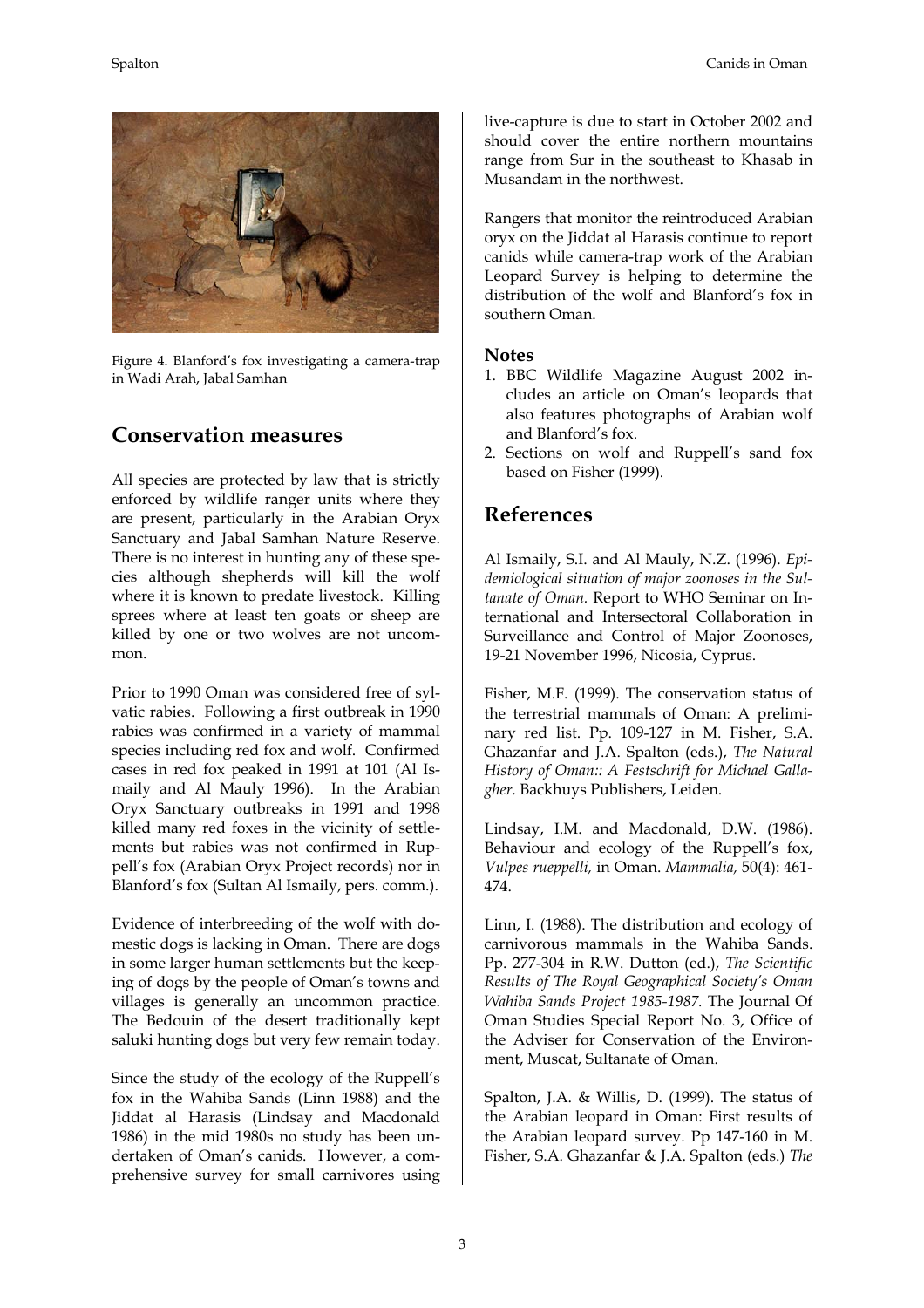Figure 4. Blanford's fox investigating a camera-trap in Wadi Arah, Jabal Samhan

## Conservation measures

All species are protected by law that is strictly enforced by wildlife ranger units where they are present, particularly in the Arabian Oryx Sanctuary and Jabal Samhan Nature Reserve. There is no interest in hunting any of these species although shepherds will kill the wolf where it is known to predate livestock. Killing sprees where at least ten goats or sheep are killed by one or two wolves are not uncommon.

Prior to 1990 Oman was considered free of sylvatic rabies. Following a first outbreak in 1990 rabies was confirmed in a variety of mammal species including red fox and wolf. Confirmed cases in red fox peaked in 1991 at 101 (Al Ismaily and Al Mauly 1996). In the Arabian Oryx Sanctuary outbreaks in 1991 and 1998 killed many red foxes in the vicinity of settlements but rabies was not confirmed in Ruppell's fox (Arabian Oryx Project records) nor in Blanford's fox (Sultan Al Ismaily, pers. comm.).

Evidence of interbreeding of the wolf with domestic dogs is lacking in Oman. There are dogs in some larger human settlements but the keeping of dogs by the people of Oman's towns and villages is generally an uncommon practice. The Bedouin of the desert traditionally kept saluki hunting dogs but very few remain today.

Since the study of the ecology of the Ruppell's fox in the Wahiba Sands (Linn 1988) and the Jiddat al Harasis (Lindsay and Macdonald 1986) in the mid 1980s no study has been undertaken of Oman's canids. However, a comprehensive survey for small carnivores using live-capture is due to start in October 2002 and should cover the entire northern mountains range from Sur in the southeast to Khasab in Musandam in the northwest.

Rangers that monitor the reintroduced Arabian oryx on the Jiddat al Harasis continue to report canids while camera-trap work of the Arabian Leopard Survey is helping to determine the distribution of the wolf and Blanford's fox in southern Oman.

### Notes

1. BBC Wildlife Magazine August 2002 includes an article on Oman's leopards that also features photographs of Arabian wolf and Blanford's fox.
2. Sections on wolf and Ruppell's sand fox based on Fisher (1999).

## References

Al Ismaily, S.I. and Al Mauly, N.Z. (1996). *Epidemiological situation of major zoonoses in the Sultanate of Oman.* Report to WHO Seminar on International and Intersectoral Collaboration in Surveillance and Control of Major Zoonoses, 19-21 November 1996, Nicosia, Cyprus.

Fisher, M.F. (1999). The conservation status of the terrestrial mammals of Oman: A preliminary red list. Pp. 109-127 in M. Fisher, S.A. Ghazanfar and J.A. Spalton (eds.), *The Natural History of Oman:: A Festschrift for Michael Gallagher.* Backhuys Publishers, Leiden.

Lindsay, I.M. and Macdonald, D.W. (1986). Behaviour and ecology of the Ruppell's fox, *Vulpes rueppelli,* in Oman. *Mammalia,* 50(4): 461-474.

Linn, I. (1988). The distribution and ecology of carnivorous mammals in the Wahiba Sands. Pp. 277-304 in R.W. Dutton (ed.), *The Scientific Results of The Royal Geographical Society's Oman Wahiba Sands Project 1985-1987.* The Journal Of Oman Studies Special Report No. 3, Office of the Adviser for Conservation of the Environment, Muscat, Sultanate of Oman.

Spalton, J.A. & Willis, D. (1999). The status of the Arabian leopard in Oman: First results of the Arabian leopard survey. Pp 147-160 in M. Fisher, S.A. Ghazanfar & J.A. Spalton (eds.) *The*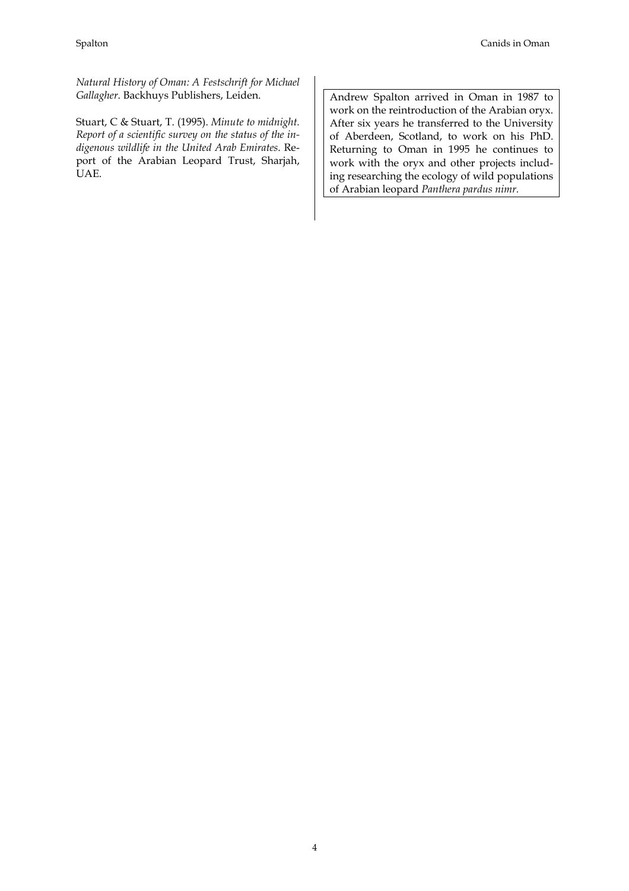*Natural History of Oman: A Festschrift for Michael Gallagher*. Backhuys Publishers, Leiden.

Stuart, C & Stuart, T. (1995). *Minute to midnight. Report of a scientific survey on the status of the indigenous wildlife in the United Arab Emirates*. Report of the Arabian Leopard Trust, Sharjah, UAE.

Andrew Spalton arrived in Oman in 1987 to work on the reintroduction of the Arabian oryx. After six years he transferred to the University of Aberdeen, Scotland, to work on his PhD. Returning to Oman in 1995 he continues to work with the oryx and other projects including researching the ecology of wild populations of Arabian leopard *Panthera pardus nimr*.